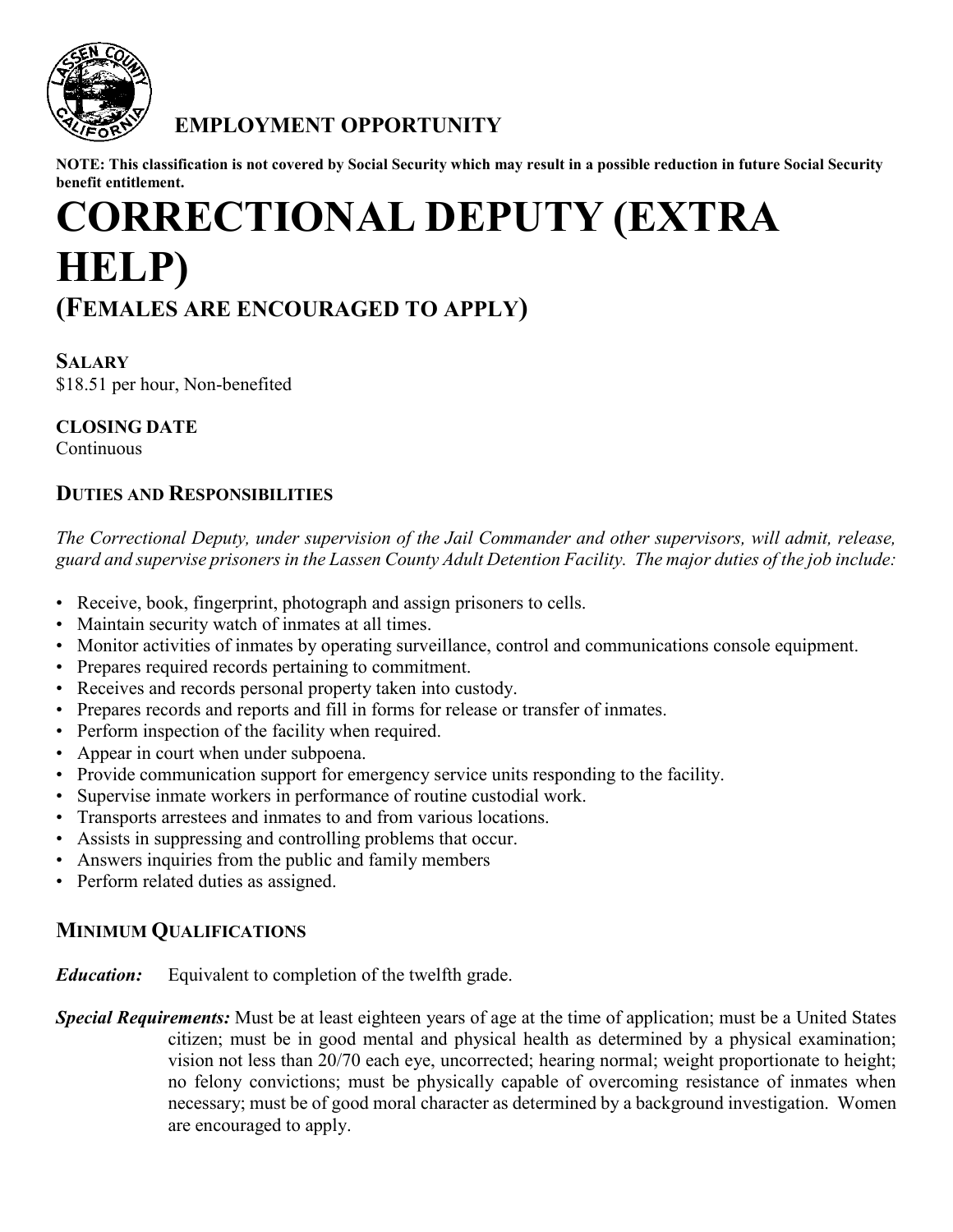**EMPLOYMENT OPPORTUNITY**

**NOTE: This classification is not covered by Social Security which may result in a possible reduction in future Social Security benefit entitlement.**

# CORRECTIONAL DEPUTY (EXTRA HELP)

## (FEMALES ARE ENCOURAGED TO APPLY)

**SALARY**
$18.51 per hour, Non-benefited

**CLOSING DATE**
Continuous

### DUTIES AND RESPONSIBILITIES

*The Correctional Deputy, under supervision of the Jail Commander and other supervisors, will admit, release, guard and supervise prisoners in the Lassen County Adult Detention Facility. The major duties of the job include:*

- Receive, book, fingerprint, photograph and assign prisoners to cells.
- Maintain security watch of inmates at all times.
- Monitor activities of inmates by operating surveillance, control and communications console equipment.
- Prepares required records pertaining to commitment.
- Receives and records personal property taken into custody.
- Prepares records and reports and fill in forms for release or transfer of inmates.
- Perform inspection of the facility when required.
- Appear in court when under subpoena.
- Provide communication support for emergency service units responding to the facility.
- Supervise inmate workers in performance of routine custodial work.
- Transports arrestees and inmates to and from various locations.
- Assists in suppressing and controlling problems that occur.
- Answers inquiries from the public and family members
- Perform related duties as assigned.

### MINIMUM QUALIFICATIONS

***Education:*** Equivalent to completion of the twelfth grade.

***Special Requirements:*** Must be at least eighteen years of age at the time of application; must be a United States citizen; must be in good mental and physical health as determined by a physical examination; vision not less than 20/70 each eye, uncorrected; hearing normal; weight proportionate to height; no felony convictions; must be physically capable of overcoming resistance of inmates when necessary; must be of good moral character as determined by a background investigation. Women are encouraged to apply.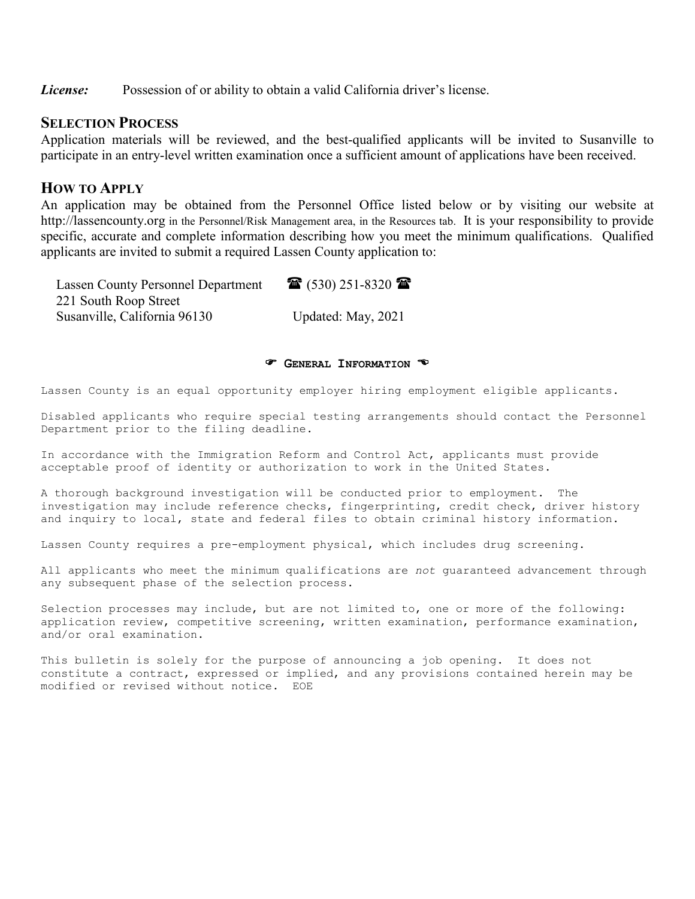***License:*** Possession of or ability to obtain a valid California driver's license.

## SELECTION PROCESS

Application materials will be reviewed, and the best-qualified applicants will be invited to Susanville to participate in an entry-level written examination once a sufficient amount of applications have been received.

## HOW TO APPLY

An application may be obtained from the Personnel Office listed below or by visiting our website at http://lassencounty.org in the Personnel/Risk Management area, in the Resources tab. It is your responsibility to provide specific, accurate and complete information describing how you meet the minimum qualifications. Qualified applicants are invited to submit a required Lassen County application to:

Lassen County Personnel Department ☎ (530) 251-8320 ☎
221 South Roop Street
Susanville, California 96130 Updated: May, 2021

### ☛ GENERAL INFORMATION ☚

Lassen County is an equal opportunity employer hiring employment eligible applicants.

Disabled applicants who require special testing arrangements should contact the Personnel Department prior to the filing deadline.

In accordance with the Immigration Reform and Control Act, applicants must provide acceptable proof of identity or authorization to work in the United States.

A thorough background investigation will be conducted prior to employment. The investigation may include reference checks, fingerprinting, credit check, driver history and inquiry to local, state and federal files to obtain criminal history information.

Lassen County requires a pre-employment physical, which includes drug screening.

All applicants who meet the minimum qualifications are *not* guaranteed advancement through any subsequent phase of the selection process.

Selection processes may include, but are not limited to, one or more of the following: application review, competitive screening, written examination, performance examination, and/or oral examination.

This bulletin is solely for the purpose of announcing a job opening. It does not constitute a contract, expressed or implied, and any provisions contained herein may be modified or revised without notice. EOE